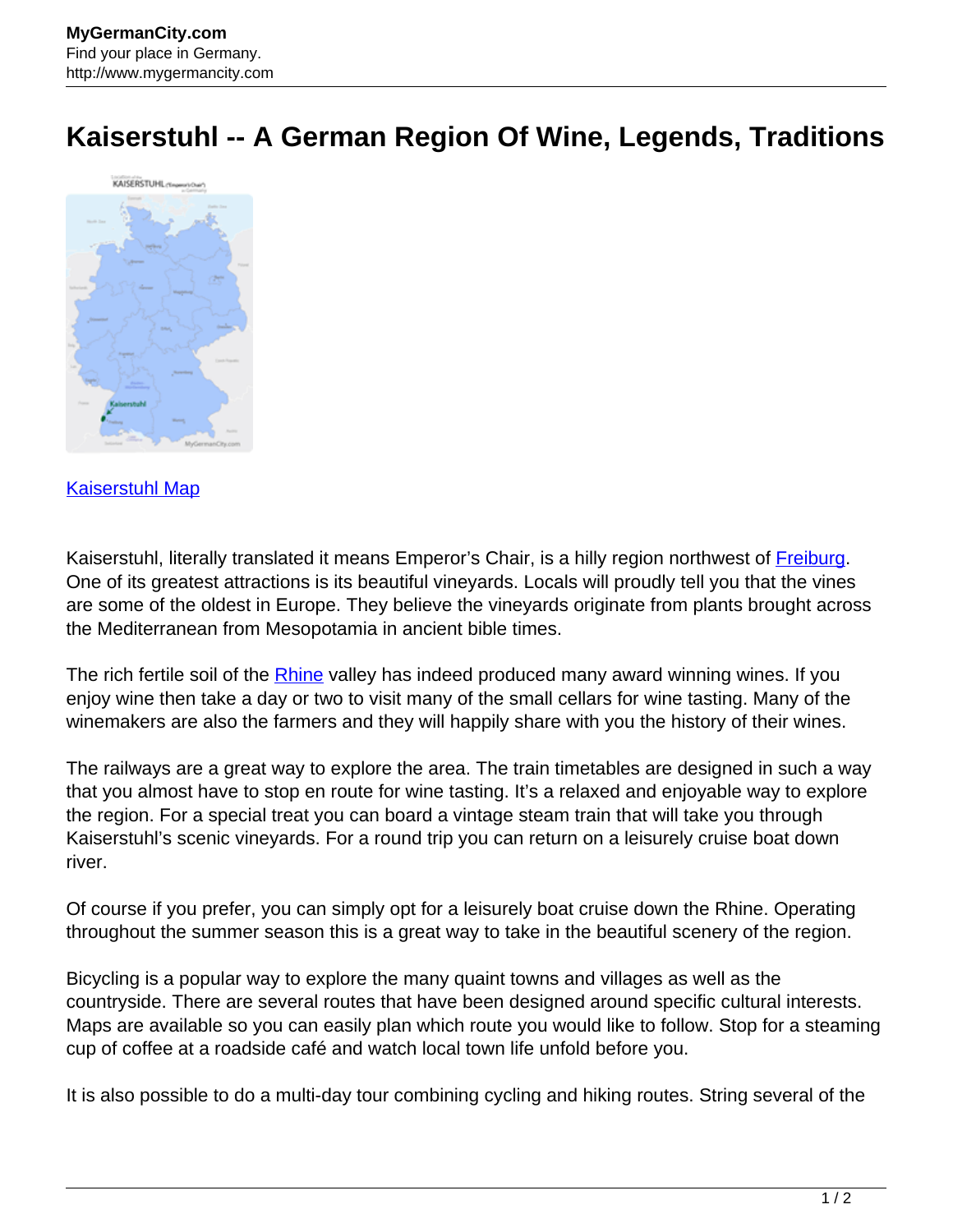# Kaiserstuhl -- A German Region Of Wine, Legends, Traditions

Kaiserstuhl Map

Kaiserstuhl, literally translated it means Emperor's Chair, is a hilly region northwest of Freiburg. One of its greatest attractions is its beautiful vineyards. Locals will proudly tell you that the vines are some of the oldest in Europe. They believe the vineyards originate from plants brought across the Mediterranean from Mesopotamia in ancient bible times.

The rich fertile soil of the Rhine valley has indeed produced many award winning wines. If you enjoy wine then take a day or two to visit many of the small cellars for wine tasting. Many of the winemakers are also the farmers and they will happily share with you the history of their wines.

The railways are a great way to explore the area. The train timetables are designed in such a way that you almost have to stop en route for wine tasting. It's a relaxed and enjoyable way to explore the region. For a special treat you can board a vintage steam train that will take you through Kaiserstuhl's scenic vineyards. For a round trip you can return on a leisurely cruise boat down river.

Of course if you prefer, you can simply opt for a leisurely boat cruise down the Rhine. Operating throughout the summer season this is a great way to take in the beautiful scenery of the region.

Bicycling is a popular way to explore the many quaint towns and villages as well as the countryside. There are several routes that have been designed around specific cultural interests. Maps are available so you can easily plan which route you would like to follow. Stop for a steaming cup of coffee at a roadside café and watch local town life unfold before you.

It is also possible to do a multi-day tour combining cycling and hiking routes. String several of the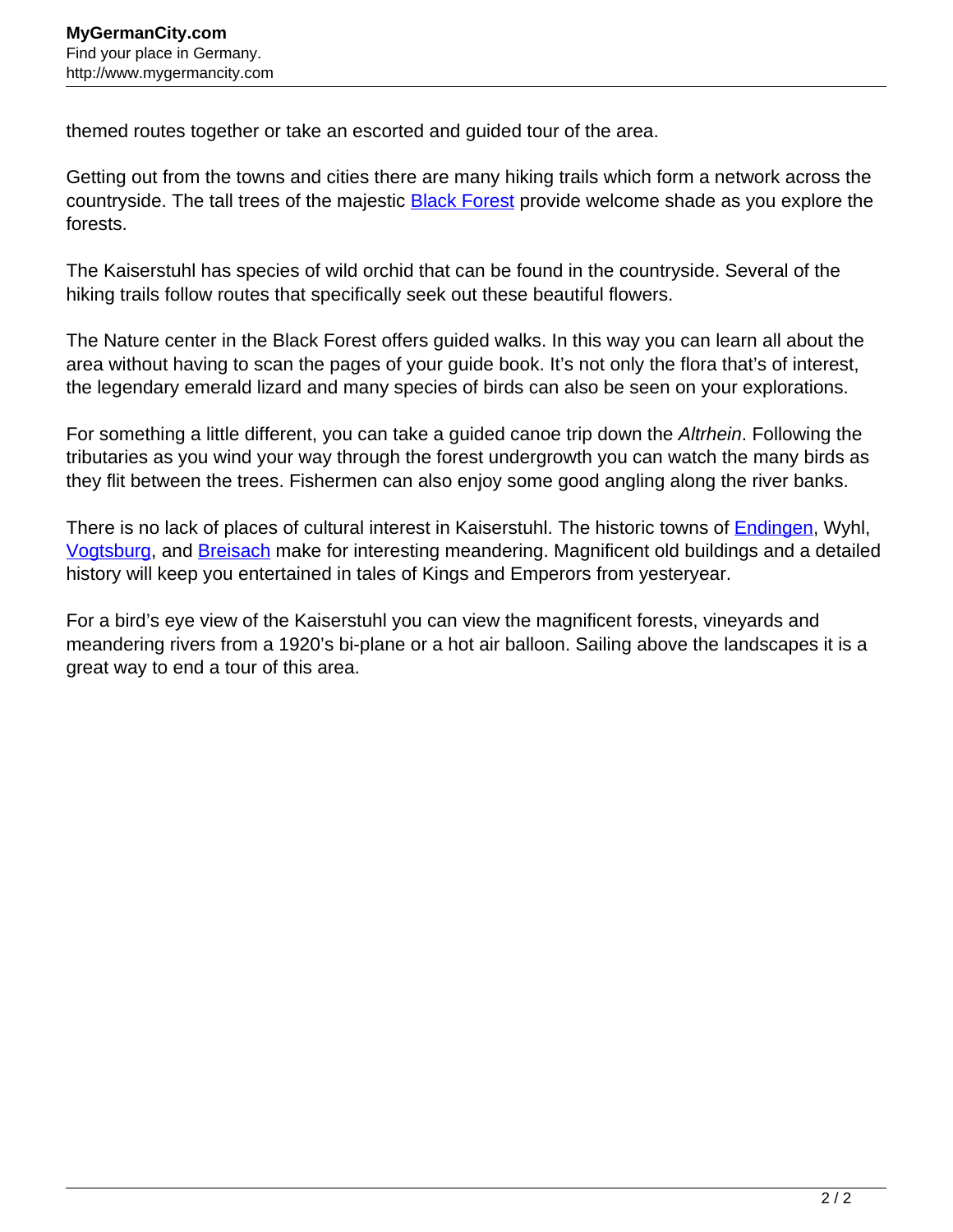themed routes together or take an escorted and guided tour of the area.

Getting out from the towns and cities there are many hiking trails which form a network across the countryside. The tall trees of the majestic Black Forest provide welcome shade as you explore the forests.

The Kaiserstuhl has species of wild orchid that can be found in the countryside. Several of the hiking trails follow routes that specifically seek out these beautiful flowers.

The Nature center in the Black Forest offers guided walks. In this way you can learn all about the area without having to scan the pages of your guide book. It's not only the flora that's of interest, the legendary emerald lizard and many species of birds can also be seen on your explorations.

For something a little different, you can take a guided canoe trip down the *Altrhein*. Following the tributaries as you wind your way through the forest undergrowth you can watch the many birds as they flit between the trees. Fishermen can also enjoy some good angling along the river banks.

There is no lack of places of cultural interest in Kaiserstuhl. The historic towns of Endingen, Wyhl, Vogtsburg, and Breisach make for interesting meandering. Magnificent old buildings and a detailed history will keep you entertained in tales of Kings and Emperors from yesteryear.

For a bird's eye view of the Kaiserstuhl you can view the magnificent forests, vineyards and meandering rivers from a 1920's bi-plane or a hot air balloon. Sailing above the landscapes it is a great way to end a tour of this area.